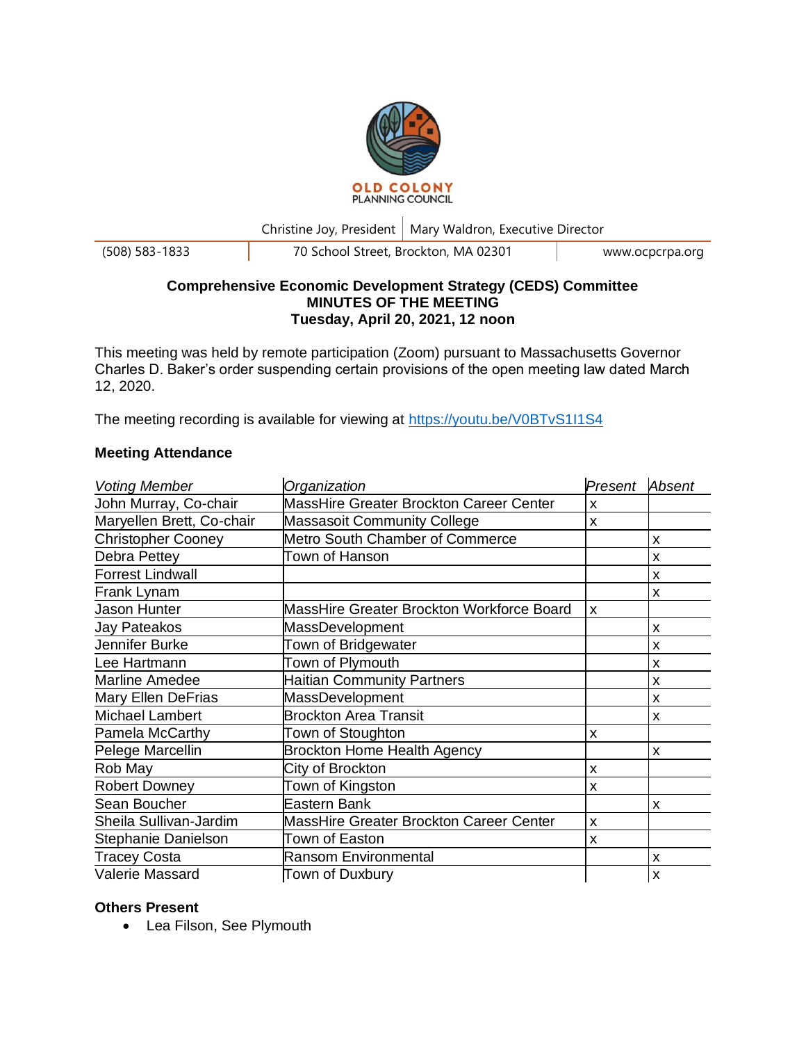OLD COLONY PLANNING COUNCIL

Christine Joy, President | Mary Waldron, Executive Director

(508) 583-1833 | 70 School Street, Brockton, MA 02301 | www.ocpcrpa.org

**Comprehensive Economic Development Strategy (CEDS) Committee**
**MINUTES OF THE MEETING**
**Tuesday, April 20, 2021, 12 noon**

This meeting was held by remote participation (Zoom) pursuant to Massachusetts Governor Charles D. Baker's order suspending certain provisions of the open meeting law dated March 12, 2020.

The meeting recording is available for viewing at https://youtu.be/V0BTvS1I1S4

### Meeting Attendance

| *Voting Member* | *Organization* | *Present* | *Absent* |
|---|---|---|---|
| John Murray, Co-chair | MassHire Greater Brockton Career Center | x | |
| Maryellen Brett, Co-chair | Massasoit Community College | x | |
| Christopher Cooney | Metro South Chamber of Commerce | | x |
| Debra Pettey | Town of Hanson | | x |
| Forrest Lindwall | | | x |
| Frank Lynam | | | x |
| Jason Hunter | MassHire Greater Brockton Workforce Board | x | |
| Jay Pateakos | MassDevelopment | | x |
| Jennifer Burke | Town of Bridgewater | | x |
| Lee Hartmann | Town of Plymouth | | x |
| Marline Amedee | Haitian Community Partners | | x |
| Mary Ellen DeFrias | MassDevelopment | | x |
| Michael Lambert | Brockton Area Transit | | x |
| Pamela McCarthy | Town of Stoughton | x | |
| Pelege Marcellin | Brockton Home Health Agency | | x |
| Rob May | City of Brockton | x | |
| Robert Downey | Town of Kingston | x | |
| Sean Boucher | Eastern Bank | | x |
| Sheila Sullivan-Jardim | MassHire Greater Brockton Career Center | x | |
| Stephanie Danielson | Town of Easton | x | |
| Tracey Costa | Ransom Environmental | | x |
| Valerie Massard | Town of Duxbury | | x |

### Others Present

- Lea Filson, See Plymouth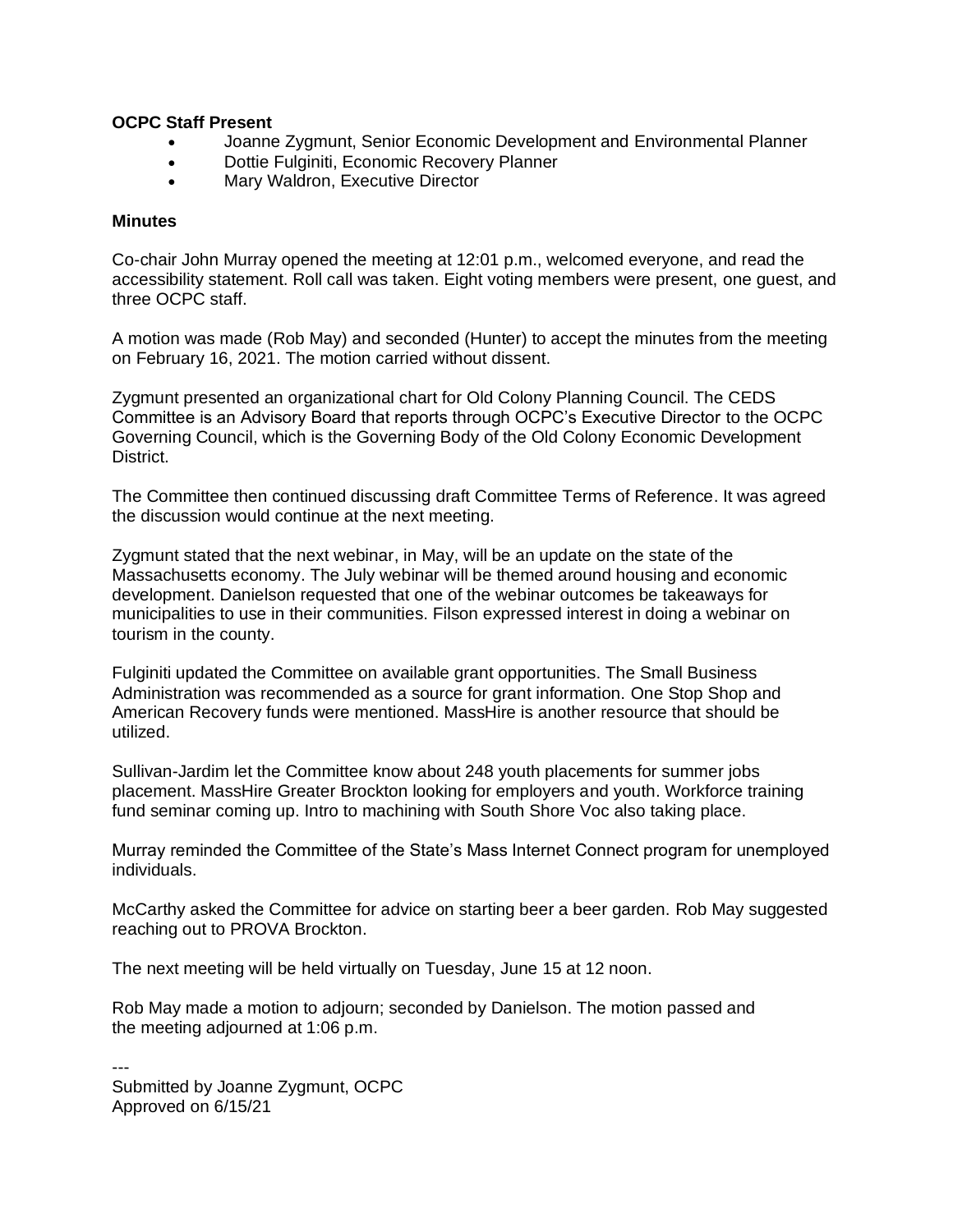**OCPC Staff Present**

- Joanne Zygmunt, Senior Economic Development and Environmental Planner
- Dottie Fulginiti, Economic Recovery Planner
- Mary Waldron, Executive Director

**Minutes**

Co-chair John Murray opened the meeting at 12:01 p.m., welcomed everyone, and read the accessibility statement. Roll call was taken. Eight voting members were present, one guest, and three OCPC staff.

A motion was made (Rob May) and seconded (Hunter) to accept the minutes from the meeting on February 16, 2021. The motion carried without dissent.

Zygmunt presented an organizational chart for Old Colony Planning Council. The CEDS Committee is an Advisory Board that reports through OCPC's Executive Director to the OCPC Governing Council, which is the Governing Body of the Old Colony Economic Development District.

The Committee then continued discussing draft Committee Terms of Reference. It was agreed the discussion would continue at the next meeting.

Zygmunt stated that the next webinar, in May, will be an update on the state of the Massachusetts economy. The July webinar will be themed around housing and economic development. Danielson requested that one of the webinar outcomes be takeaways for municipalities to use in their communities. Filson expressed interest in doing a webinar on tourism in the county.

Fulginiti updated the Committee on available grant opportunities. The Small Business Administration was recommended as a source for grant information. One Stop Shop and American Recovery funds were mentioned. MassHire is another resource that should be utilized.

Sullivan-Jardim let the Committee know about 248 youth placements for summer jobs placement. MassHire Greater Brockton looking for employers and youth. Workforce training fund seminar coming up. Intro to machining with South Shore Voc also taking place.

Murray reminded the Committee of the State's Mass Internet Connect program for unemployed individuals.

McCarthy asked the Committee for advice on starting beer a beer garden. Rob May suggested reaching out to PROVA Brockton.

The next meeting will be held virtually on Tuesday, June 15 at 12 noon.

Rob May made a motion to adjourn; seconded by Danielson. The motion passed and the meeting adjourned at 1:06 p.m.

---
Submitted by Joanne Zygmunt, OCPC
Approved on 6/15/21